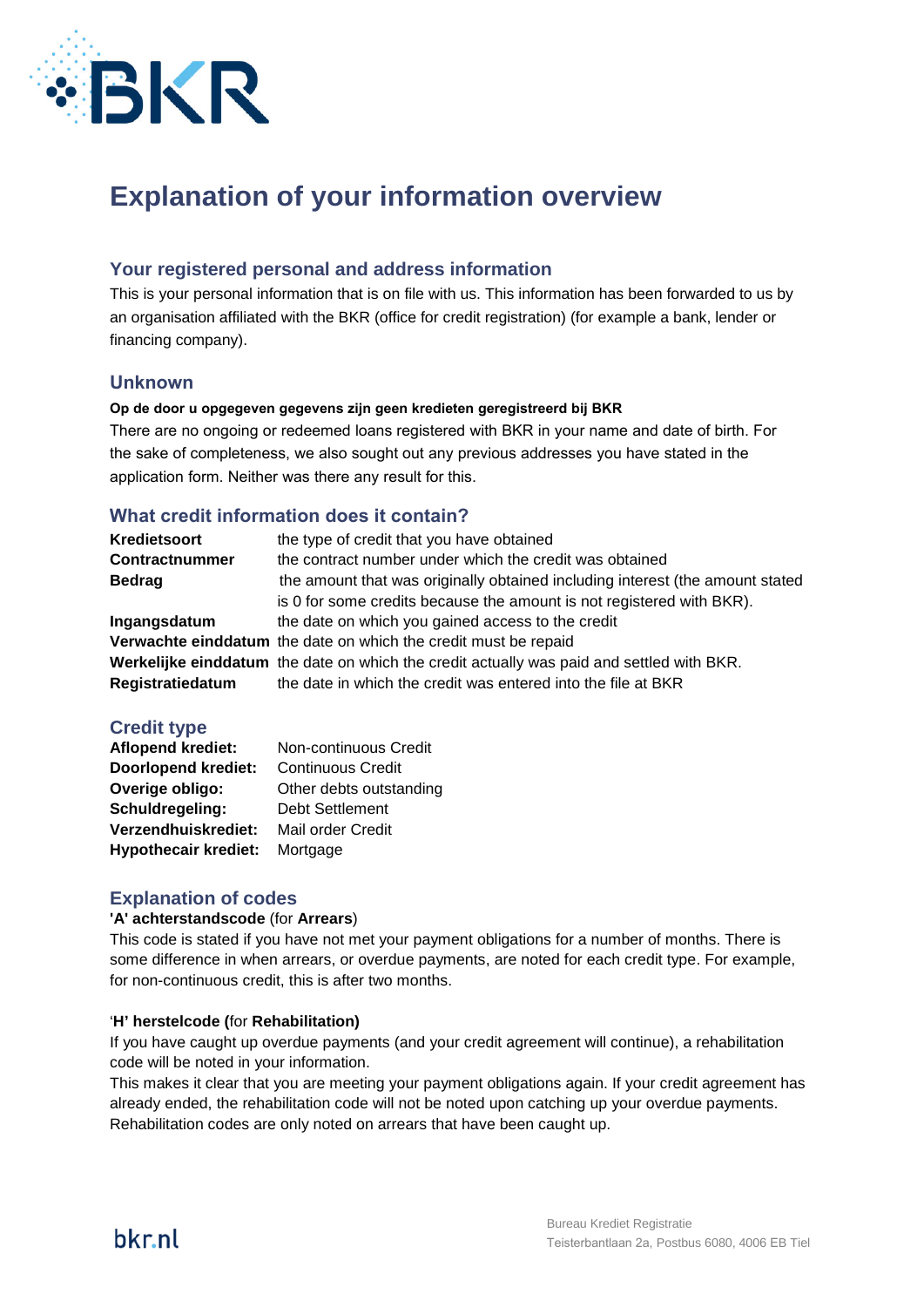# Explanation of your information overview

## Your registered personal and address information

This is your personal information that is on file with us. This information has been forwarded to us by an organisation affiliated with the BKR (office for credit registration) (for example a bank, lender or financing company).

## Unknown

**Op de door u opgegeven gegevens zijn geen kredieten geregistreerd bij BKR**

There are no ongoing or redeemed loans registered with BKR in your name and date of birth. For the sake of completeness, we also sought out any previous addresses you have stated in the application form. Neither was there any result for this.

## What credit information does it contain?

| | |
|---|---|
| **Kredietsoort** | the type of credit that you have obtained |
| **Contractnummer** | the contract number under which the credit was obtained |
| **Bedrag** | the amount that was originally obtained including interest (the amount stated is 0 for some credits because the amount is not registered with BKR). |
| **Ingangsdatum** | the date on which you gained access to the credit |
| **Verwachte einddatum** | the date on which the credit must be repaid |
| **Werkelijke einddatum** | the date on which the credit actually was paid and settled with BKR. |
| **Registratiedatum** | the date in which the credit was entered into the file at BKR |

## Credit type

| | |
|---|---|
| **Aflopend krediet:** | Non-continuous Credit |
| **Doorlopend krediet:** | Continuous Credit |
| **Overige obligo:** | Other debts outstanding |
| **Schuldregeling:** | Debt Settlement |
| **Verzendhuiskrediet:** | Mail order Credit |
| **Hypothecair krediet:** | Mortgage |

## Explanation of codes

**'A' achterstandscode** (for **Arrears**)

This code is stated if you have not met your payment obligations for a number of months. There is some difference in when arrears, or overdue payments, are noted for each credit type. For example, for non-continuous credit, this is after two months.

'**H' herstelcode (**for **Rehabilitation)**

If you have caught up overdue payments (and your credit agreement will continue), a rehabilitation code will be noted in your information.

This makes it clear that you are meeting your payment obligations again. If your credit agreement has already ended, the rehabilitation code will not be noted upon catching up your overdue payments. Rehabilitation codes are only noted on arrears that have been caught up.

bkr.nl

Bureau Krediet Registratie
Teisterbantlaan 2a, Postbus 6080, 4006 EB Tiel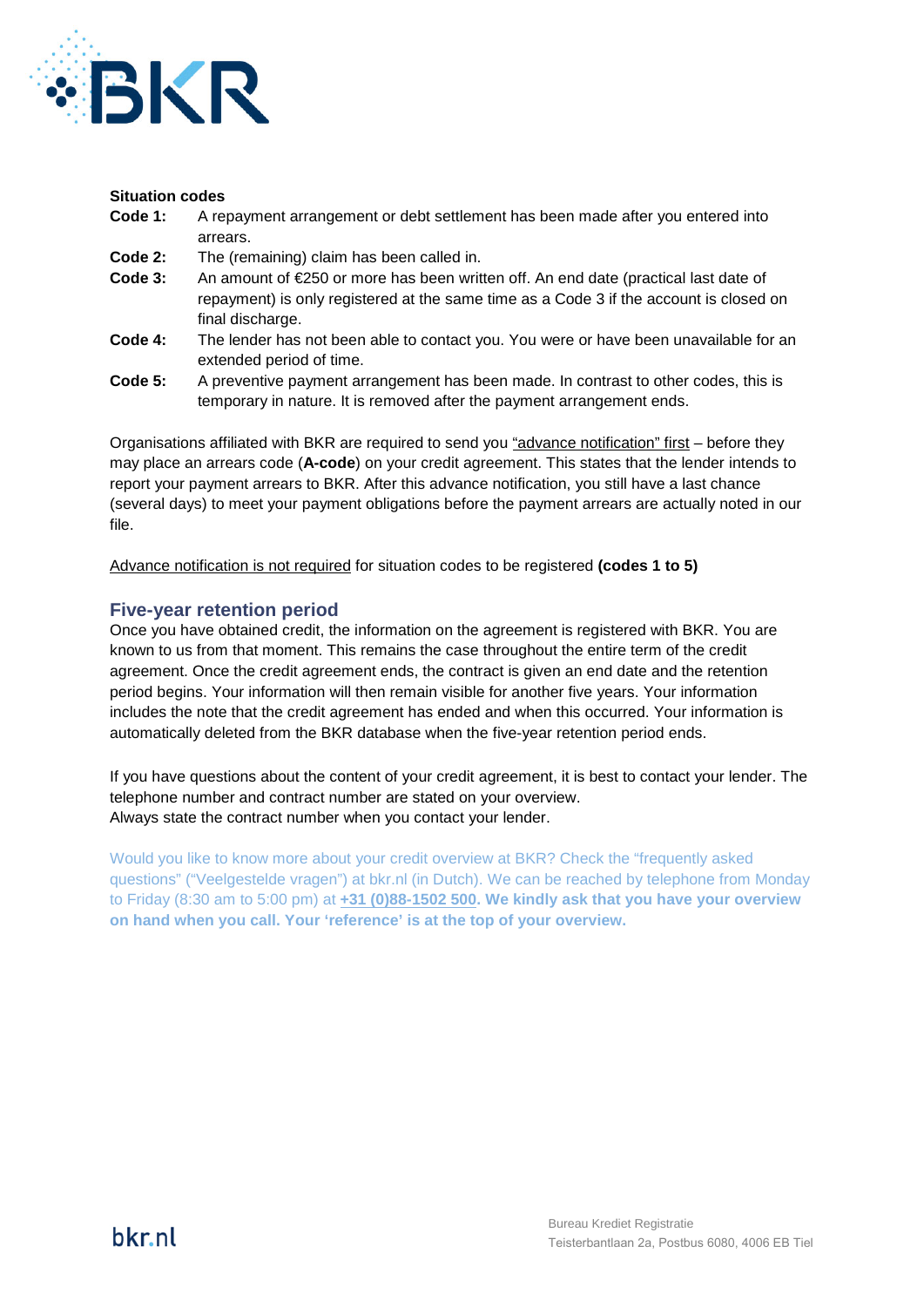**Situation codes**

**Code 1:** A repayment arrangement or debt settlement has been made after you entered into arrears.

**Code 2:** The (remaining) claim has been called in.

**Code 3:** An amount of €250 or more has been written off. An end date (practical last date of repayment) is only registered at the same time as a Code 3 if the account is closed on final discharge.

**Code 4:** The lender has not been able to contact you. You were or have been unavailable for an extended period of time.

**Code 5:** A preventive payment arrangement has been made. In contrast to other codes, this is temporary in nature. It is removed after the payment arrangement ends.

Organisations affiliated with BKR are required to send you "advance notification" first – before they may place an arrears code (**A-code**) on your credit agreement. This states that the lender intends to report your payment arrears to BKR. After this advance notification, you still have a last chance (several days) to meet your payment obligations before the payment arrears are actually noted in our file.

Advance notification is not required for situation codes to be registered **(codes 1 to 5)**

## Five-year retention period

Once you have obtained credit, the information on the agreement is registered with BKR. You are known to us from that moment. This remains the case throughout the entire term of the credit agreement. Once the credit agreement ends, the contract is given an end date and the retention period begins. Your information will then remain visible for another five years. Your information includes the note that the credit agreement has ended and when this occurred. Your information is automatically deleted from the BKR database when the five-year retention period ends.

If you have questions about the content of your credit agreement, it is best to contact your lender. The telephone number and contract number are stated on your overview.
Always state the contract number when you contact your lender.

Would you like to know more about your credit overview at BKR? Check the "frequently asked questions" ("Veelgestelde vragen") at bkr.nl (in Dutch). We can be reached by telephone from Monday to Friday (8:30 am to 5:00 pm) at **+31 (0)88-1502 500. We kindly ask that you have your overview on hand when you call. Your 'reference' is at the top of your overview.**